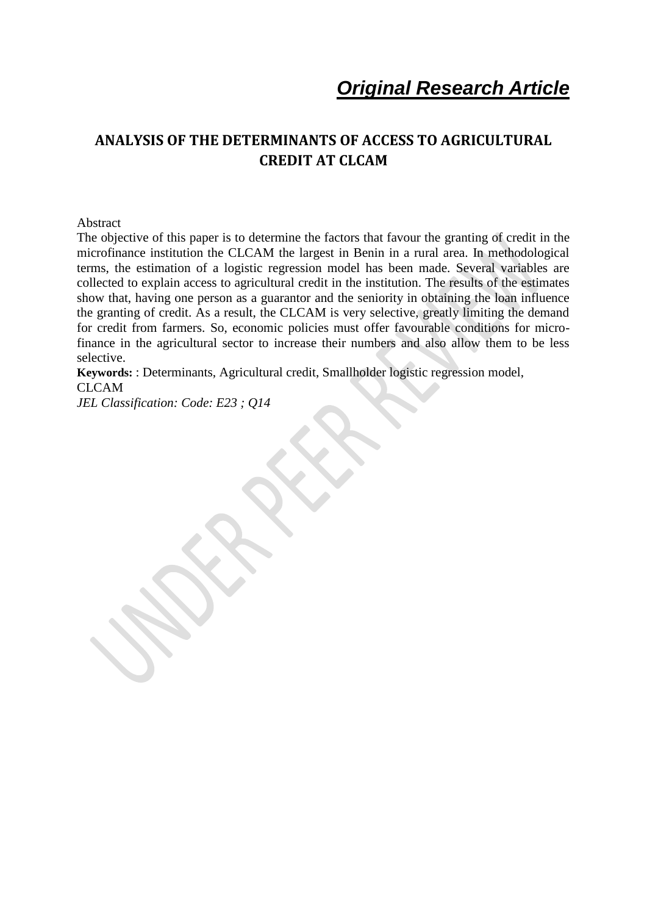*Original Research Article*

# ANALYSIS OF THE DETERMINANTS OF ACCESS TO AGRICULTURAL CREDIT AT CLCAM

Abstract

The objective of this paper is to determine the factors that favour the granting of credit in the microfinance institution the CLCAM the largest in Benin in a rural area. In methodological terms, the estimation of a logistic regression model has been made. Several variables are collected to explain access to agricultural credit in the institution. The results of the estimates show that, having one person as a guarantor and the seniority in obtaining the loan influence the granting of credit. As a result, the CLCAM is very selective, greatly limiting the demand for credit from farmers. So, economic policies must offer favourable conditions for micro-finance in the agricultural sector to increase their numbers and also allow them to be less selective.

**Keywords:** : Determinants, Agricultural credit, Smallholder logistic regression model, CLCAM

*JEL Classification: Code: E23 ; Q14*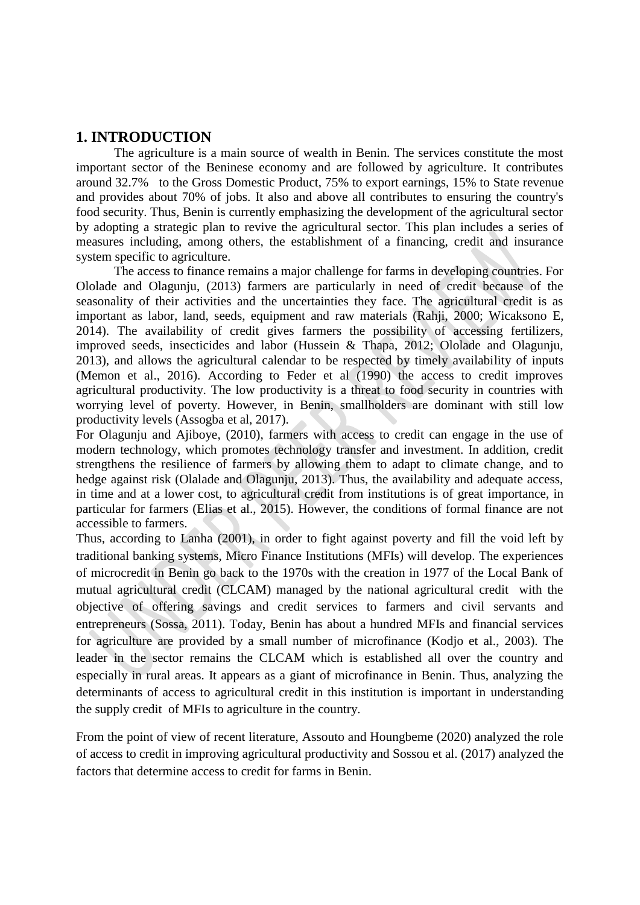## 1. INTRODUCTION

The agriculture is a main source of wealth in Benin. The services constitute the most important sector of the Beninese economy and are followed by agriculture. It contributes around 32.7% to the Gross Domestic Product, 75% to export earnings, 15% to State revenue and provides about 70% of jobs. It also and above all contributes to ensuring the country's food security. Thus, Benin is currently emphasizing the development of the agricultural sector by adopting a strategic plan to revive the agricultural sector. This plan includes a series of measures including, among others, the establishment of a financing, credit and insurance system specific to agriculture.

The access to finance remains a major challenge for farms in developing countries. For Ololade and Olagunju, (2013) farmers are particularly in need of credit because of the seasonality of their activities and the uncertainties they face. The agricultural credit is as important as labor, land, seeds, equipment and raw materials (Rahji, 2000; Wicaksono E, 2014). The availability of credit gives farmers the possibility of accessing fertilizers, improved seeds, insecticides and labor (Hussein & Thapa, 2012; Ololade and Olagunju, 2013), and allows the agricultural calendar to be respected by timely availability of inputs (Memon et al., 2016). According to Feder et al (1990) the access to credit improves agricultural productivity. The low productivity is a threat to food security in countries with worrying level of poverty. However, in Benin, smallholders are dominant with still low productivity levels (Assogba et al, 2017).

For Olagunju and Ajiboye, (2010), farmers with access to credit can engage in the use of modern technology, which promotes technology transfer and investment. In addition, credit strengthens the resilience of farmers by allowing them to adapt to climate change, and to hedge against risk (Olalade and Olagunju, 2013). Thus, the availability and adequate access, in time and at a lower cost, to agricultural credit from institutions is of great importance, in particular for farmers (Elias et al., 2015). However, the conditions of formal finance are not accessible to farmers.

Thus, according to Lanha (2001), in order to fight against poverty and fill the void left by traditional banking systems, Micro Finance Institutions (MFIs) will develop. The experiences of microcredit in Benin go back to the 1970s with the creation in 1977 of the Local Bank of mutual agricultural credit (CLCAM) managed by the national agricultural credit with the objective of offering savings and credit services to farmers and civil servants and entrepreneurs (Sossa, 2011). Today, Benin has about a hundred MFIs and financial services for agriculture are provided by a small number of microfinance (Kodjo et al., 2003). The leader in the sector remains the CLCAM which is established all over the country and especially in rural areas. It appears as a giant of microfinance in Benin. Thus, analyzing the determinants of access to agricultural credit in this institution is important in understanding the supply credit of MFIs to agriculture in the country.

From the point of view of recent literature, Assouto and Houngbeme (2020) analyzed the role of access to credit in improving agricultural productivity and Sossou et al. (2017) analyzed the factors that determine access to credit for farms in Benin.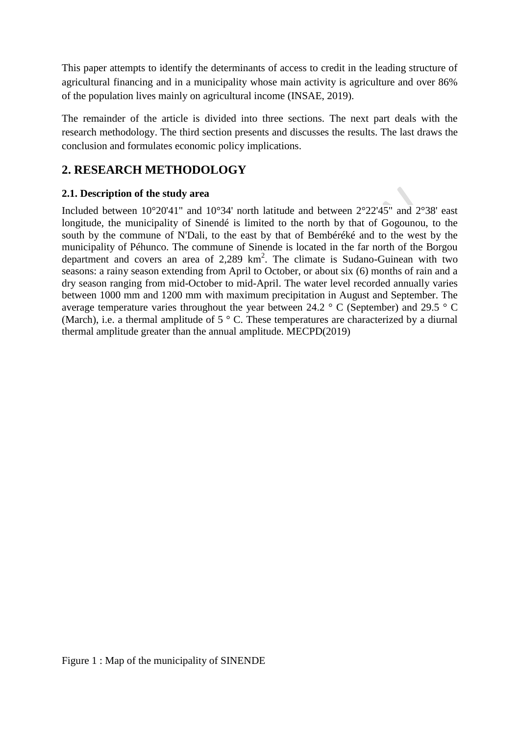This paper attempts to identify the determinants of access to credit in the leading structure of agricultural financing and in a municipality whose main activity is agriculture and over 86% of the population lives mainly on agricultural income (INSAE, 2019).

The remainder of the article is divided into three sections. The next part deals with the research methodology. The third section presents and discusses the results. The last draws the conclusion and formulates economic policy implications.

## 2. RESEARCH METHODOLOGY

### 2.1. Description of the study area

Included between 10°20'41" and 10°34' north latitude and between 2°22'45" and 2°38' east longitude, the municipality of Sinendé is limited to the north by that of Gogounou, to the south by the commune of N'Dali, to the east by that of Bembéréké and to the west by the municipality of Péhunco. The commune of Sinende is located in the far north of the Borgou department and covers an area of 2,289 $km^2$. The climate is Sudano-Guinean with two seasons: a rainy season extending from April to October, or about six (6) months of rain and a dry season ranging from mid-October to mid-April. The water level recorded annually varies between 1000 mm and 1200 mm with maximum precipitation in August and September. The average temperature varies throughout the year between 24.2 ° C (September) and 29.5 ° C (March), i.e. a thermal amplitude of 5 ° C. These temperatures are characterized by a diurnal thermal amplitude greater than the annual amplitude. MECPD(2019)

Figure 1 : Map of the municipality of SINENDE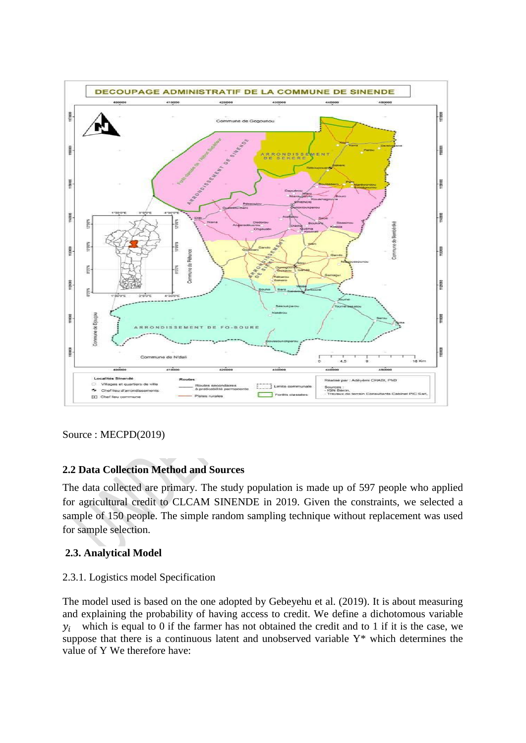Source : MECPD(2019)

## 2.2 Data Collection Method and Sources

The data collected are primary. The study population is made up of 597 people who applied for agricultural credit to CLCAM SINENDE in 2019. Given the constraints, we selected a sample of 150 people. The simple random sampling technique without replacement was used for sample selection.

## 2.3. Analytical Model

### 2.3.1. Logistics model Specification

The model used is based on the one adopted by Gebeyehu et al. (2019). It is about measuring and explaining the probability of having access to credit. We define a dichotomous variable $y_i$ which is equal to 0 if the farmer has not obtained the credit and to 1 if it is the case, we suppose that there is a continuous latent and unobserved variable Y* which determines the value of Y We therefore have: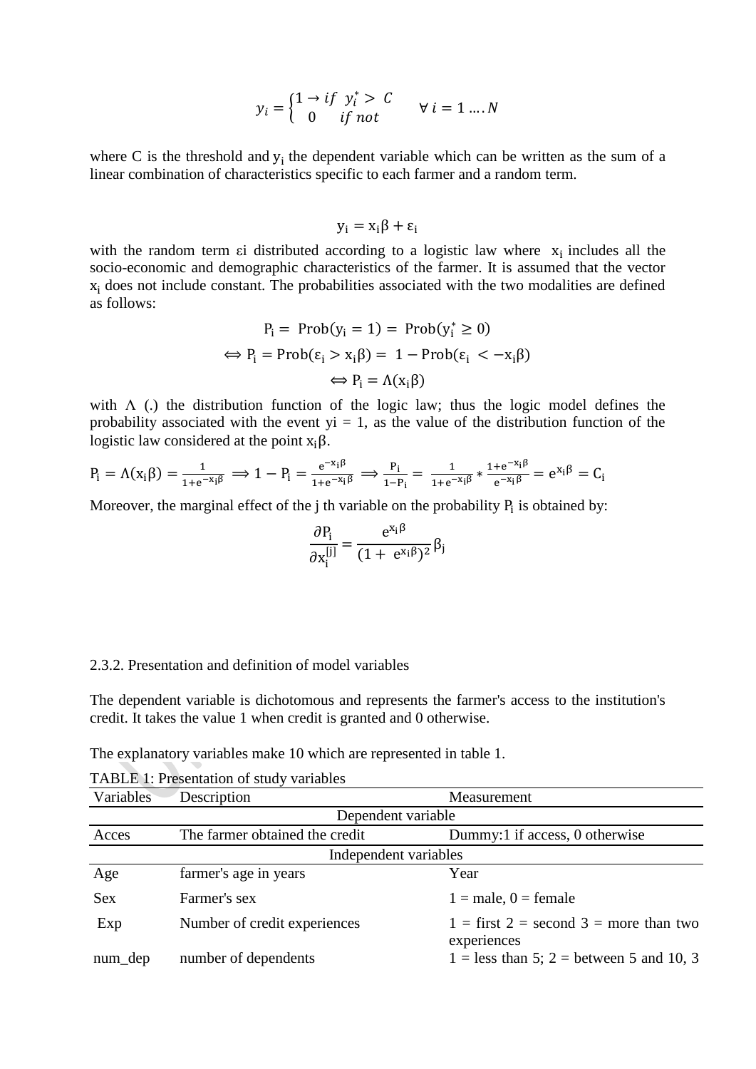$$y_i = \begin{cases} 1 \rightarrow if \ \ y_i^* > C \\ 0 \quad \ if \ not \end{cases} \qquad \forall \ i = 1 \ldots . N$$

where C is the threshold and $y_i$ the dependent variable which can be written as the sum of a linear combination of characteristics specific to each farmer and a random term.

$$y_i = x_i\beta + \varepsilon_i$$

with the random term $\varepsilon i$ distributed according to a logistic law where $x_i$ includes all the socio-economic and demographic characteristics of the farmer. It is assumed that the vector $x_i$ does not include constant. The probabilities associated with the two modalities are defined as follows:

$$P_i = \text{Prob}(y_i = 1) = \text{Prob}(y_i^* \geq 0)$$

$$\Leftrightarrow P_i = \text{Prob}(\varepsilon_i > x_i\beta) = 1 - \text{Prob}(\varepsilon_i < -x_i\beta)$$

$$\Leftrightarrow P_i = \Lambda(x_i\beta)$$

with $\Lambda$ (.) the distribution function of the logic law; thus the logic model defines the probability associated with the event yi = 1, as the value of the distribution function of the logistic law considered at the point $x_i\beta$.

$$P_i = \Lambda(x_i\beta) = \frac{1}{1+e^{-x_i\beta}} \Longrightarrow 1 - P_i = \frac{e^{-x_i\beta}}{1+e^{-x_i\beta}} \Longrightarrow \frac{P_i}{1-P_i} = \frac{1}{1+e^{-x_i\beta}} * \frac{1+e^{-x_i\beta}}{e^{-x_i\beta}} = e^{x_i\beta} = C_i$$

Moreover, the marginal effect of the j th variable on the probability $P_i$ is obtained by:

$$\frac{\partial P_i}{\partial x_i^{[j]}} = \frac{e^{x_i\beta}}{(1+ \ e^{x_i\beta})^2}\beta_j$$

2.3.2. Presentation and definition of model variables

The dependent variable is dichotomous and represents the farmer's access to the institution's credit. It takes the value 1 when credit is granted and 0 otherwise.

The explanatory variables make 10 which are represented in table 1.

TABLE 1: Presentation of study variables

| Variables | Description | Measurement |
|---|---|---|
| | Dependent variable | |
| Acces | The farmer obtained the credit | Dummy:1 if access, 0 otherwise |
| | Independent variables | |
| Age | farmer's age in years | Year |
| Sex | Farmer's sex | 1 = male, 0 = female |
| Exp | Number of credit experiences | 1 = first 2 = second 3 = more than two experiences |
| num_dep | number of dependents | 1 = less than 5; 2 = between 5 and 10, 3 |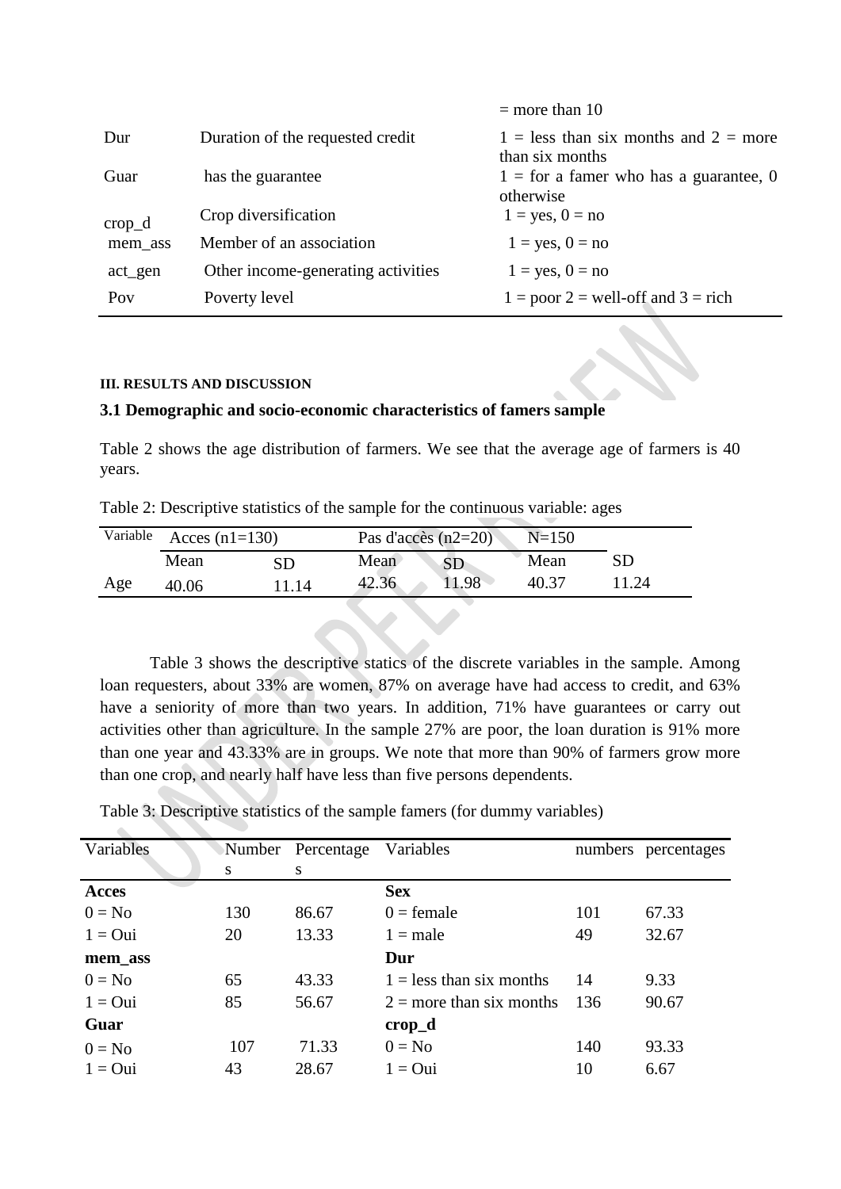| | | = more than 10 |
|---|---|---|
| Dur | Duration of the requested credit | 1 = less than six months and 2 = more than six months |
| Guar | has the guarantee | 1 = for a famer who has a guarantee, 0 otherwise |
| crop_d | Crop diversification | 1 = yes, 0 = no |
| mem_ass | Member of an association | 1 = yes, 0 = no |
| act_gen | Other income-generating activities | 1 = yes, 0 = no |
| Pov | Poverty level | 1 = poor 2 = well-off and 3 = rich |

### III. RESULTS AND DISCUSSION

### 3.1 Demographic and socio-economic characteristics of famers sample

Table 2 shows the age distribution of farmers. We see that the average age of farmers is 40 years.

Table 2: Descriptive statistics of the sample for the continuous variable: ages

| Variable | Acces (n1=130) | | Pas d'accès (n2=20) | | N=150 | |
|---|---|---|---|---|---|---|
| | Mean | SD | Mean | SD | Mean | SD |
| Age | 40.06 | 11.14 | 42.36 | 11.98 | 40.37 | 11.24 |

Table 3 shows the descriptive statics of the discrete variables in the sample. Among loan requesters, about 33% are women, 87% on average have had access to credit, and 63% have a seniority of more than two years. In addition, 71% have guarantees or carry out activities other than agriculture. In the sample 27% are poor, the loan duration is 91% more than one year and 43.33% are in groups. We note that more than 90% of farmers grow more than one crop, and nearly half have less than five persons dependents.

Table 3: Descriptive statistics of the sample famers (for dummy variables)

| Variables | Numbers | Percentages | Variables | numbers | percentages |
|---|---|---|---|---|---|
| **Acces** | | | **Sex** | | |
| 0 = No | 130 | 86.67 | 0 = female | 101 | 67.33 |
| 1 = Oui | 20 | 13.33 | 1 = male | 49 | 32.67 |
| **mem_ass** | | | **Dur** | | |
| 0 = No | 65 | 43.33 | 1 = less than six months | 14 | 9.33 |
| 1 = Oui | 85 | 56.67 | 2 = more than six months | 136 | 90.67 |
| **Guar** | | | **crop_d** | | |
| 0 = No | 107 | 71.33 | 0 = No | 140 | 93.33 |
| 1 = Oui | 43 | 28.67 | 1 = Oui | 10 | 6.67 |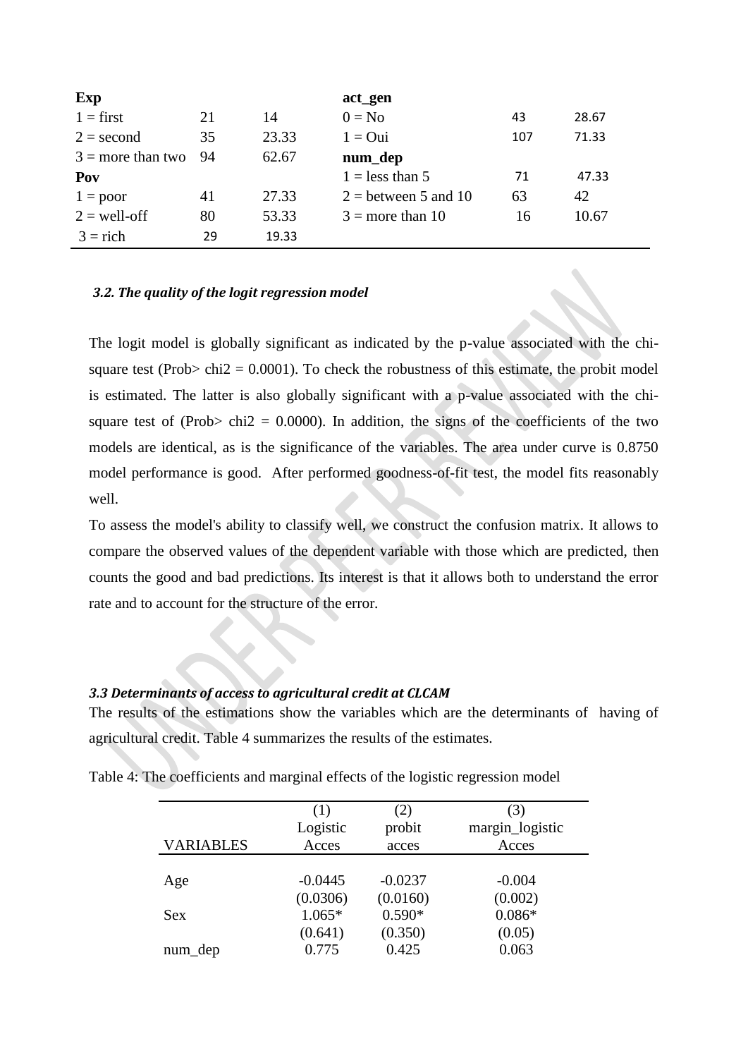| Exp | | | act_gen | | |
|---|---|---|---|---|---|
| 1 = first | 21 | 14 | 0 = No | 43 | 28.67 |
| 2 = second | 35 | 23.33 | 1 = Oui | 107 | 71.33 |
| 3 = more than two | 94 | 62.67 | **num_dep** | | |
| **Pov** | | | 1 = less than 5 | 71 | 47.33 |
| 1 = poor | 41 | 27.33 | 2 = between 5 and 10 | 63 | 42 |
| 2 = well-off | 80 | 53.33 | 3 = more than 10 | 16 | 10.67 |
| 3 = rich | 29 | 19.33 | | | |

***3.2. The quality of the logit regression model***

The logit model is globally significant as indicated by the p-value associated with the chi-square test (Prob> chi2 = 0.0001). To check the robustness of this estimate, the probit model is estimated. The latter is also globally significant with a p-value associated with the chi-square test of (Prob> chi2 = 0.0000). In addition, the signs of the coefficients of the two models are identical, as is the significance of the variables. The area under curve is 0.8750 model performance is good. After performed goodness-of-fit test, the model fits reasonably well.

To assess the model's ability to classify well, we construct the confusion matrix. It allows to compare the observed values of the dependent variable with those which are predicted, then counts the good and bad predictions. Its interest is that it allows both to understand the error rate and to account for the structure of the error.

***3.3 Determinants of access to agricultural credit at CLCAM***

The results of the estimations show the variables which are the determinants of having of agricultural credit. Table 4 summarizes the results of the estimates.

Table 4: The coefficients and marginal effects of the logistic regression model

| VARIABLES | (1) Logistic Acces | (2) probit acces | (3) margin_logistic Acces |
|---|---|---|---|
| Age | -0.0445 | -0.0237 | -0.004 |
| | (0.0306) | (0.0160) | (0.002) |
| Sex | 1.065* | 0.590* | 0.086* |
| | (0.641) | (0.350) | (0.05) |
| num_dep | 0.775 | 0.425 | 0.063 |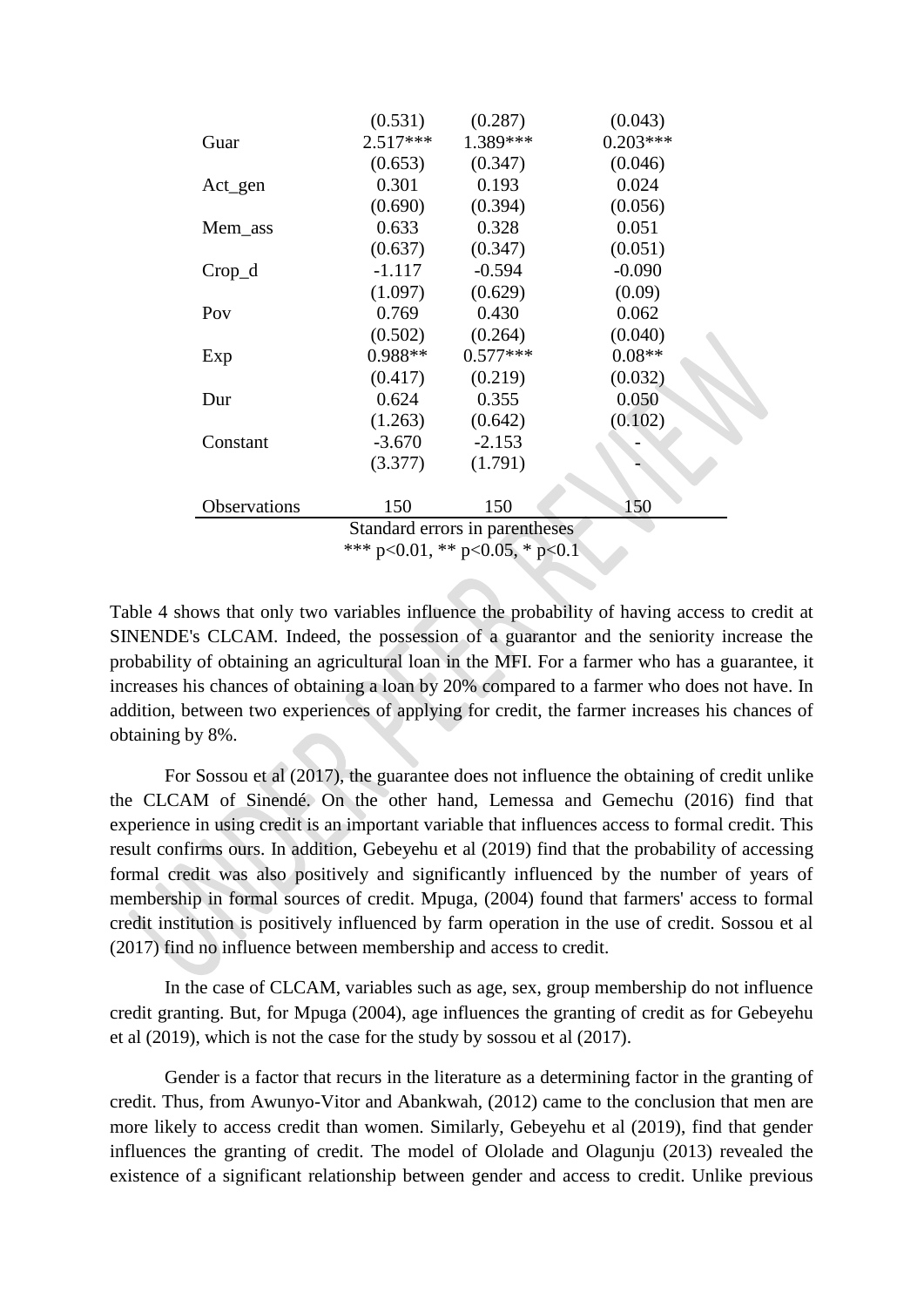| | | | |
|---|---|---|---|
| | (0.531) | (0.287) | (0.043) |
| Guar | 2.517*** | 1.389*** | 0.203*** |
| | (0.653) | (0.347) | (0.046) |
| Act_gen | 0.301 | 0.193 | 0.024 |
| | (0.690) | (0.394) | (0.056) |
| Mem_ass | 0.633 | 0.328 | 0.051 |
| | (0.637) | (0.347) | (0.051) |
| Crop_d | -1.117 | -0.594 | -0.090 |
| | (1.097) | (0.629) | (0.09) |
| Pov | 0.769 | 0.430 | 0.062 |
| | (0.502) | (0.264) | (0.040) |
| Exp | 0.988** | 0.577*** | 0.08** |
| | (0.417) | (0.219) | (0.032) |
| Dur | 0.624 | 0.355 | 0.050 |
| | (1.263) | (0.642) | (0.102) |
| Constant | -3.670 | -2.153 | - |
| | (3.377) | (1.791) | - |
| Observations | 150 | 150 | 150 |

Standard errors in parentheses
*** p<0.01, ** p<0.05, * p<0.1

Table 4 shows that only two variables influence the probability of having access to credit at SINENDE's CLCAM. Indeed, the possession of a guarantor and the seniority increase the probability of obtaining an agricultural loan in the MFI. For a farmer who has a guarantee, it increases his chances of obtaining a loan by 20% compared to a farmer who does not have. In addition, between two experiences of applying for credit, the farmer increases his chances of obtaining by 8%.

For Sossou et al (2017), the guarantee does not influence the obtaining of credit unlike the CLCAM of Sinendé. On the other hand, Lemessa and Gemechu (2016) find that experience in using credit is an important variable that influences access to formal credit. This result confirms ours. In addition, Gebeyehu et al (2019) find that the probability of accessing formal credit was also positively and significantly influenced by the number of years of membership in formal sources of credit. Mpuga, (2004) found that farmers' access to formal credit institution is positively influenced by farm operation in the use of credit. Sossou et al (2017) find no influence between membership and access to credit.

In the case of CLCAM, variables such as age, sex, group membership do not influence credit granting. But, for Mpuga (2004), age influences the granting of credit as for Gebeyehu et al (2019), which is not the case for the study by sossou et al (2017).

Gender is a factor that recurs in the literature as a determining factor in the granting of credit. Thus, from Awunyo-Vitor and Abankwah, (2012) came to the conclusion that men are more likely to access credit than women. Similarly, Gebeyehu et al (2019), find that gender influences the granting of credit. The model of Ololade and Olagunju (2013) revealed the existence of a significant relationship between gender and access to credit. Unlike previous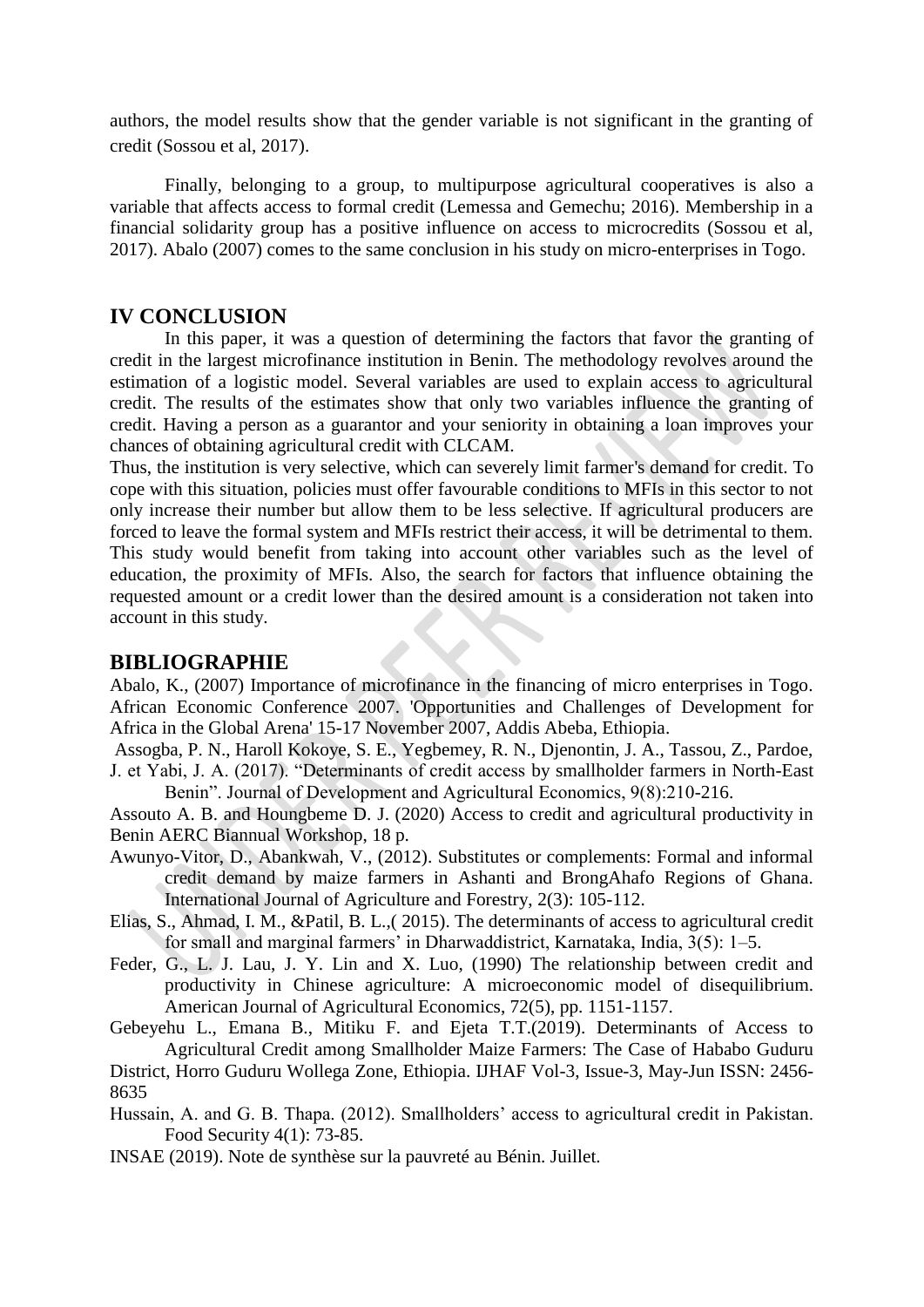authors, the model results show that the gender variable is not significant in the granting of credit (Sossou et al, 2017).

Finally, belonging to a group, to multipurpose agricultural cooperatives is also a variable that affects access to formal credit (Lemessa and Gemechu; 2016). Membership in a financial solidarity group has a positive influence on access to microcredits (Sossou et al, 2017). Abalo (2007) comes to the same conclusion in his study on micro-enterprises in Togo.

## IV CONCLUSION

In this paper, it was a question of determining the factors that favor the granting of credit in the largest microfinance institution in Benin. The methodology revolves around the estimation of a logistic model. Several variables are used to explain access to agricultural credit. The results of the estimates show that only two variables influence the granting of credit. Having a person as a guarantor and your seniority in obtaining a loan improves your chances of obtaining agricultural credit with CLCAM.

Thus, the institution is very selective, which can severely limit farmer's demand for credit. To cope with this situation, policies must offer favourable conditions to MFIs in this sector to not only increase their number but allow them to be less selective. If agricultural producers are forced to leave the formal system and MFIs restrict their access, it will be detrimental to them. This study would benefit from taking into account other variables such as the level of education, the proximity of MFIs. Also, the search for factors that influence obtaining the requested amount or a credit lower than the desired amount is a consideration not taken into account in this study.

## BIBLIOGRAPHIE

Abalo, K., (2007) Importance of microfinance in the financing of micro enterprises in Togo. African Economic Conference 2007. 'Opportunities and Challenges of Development for Africa in the Global Arena' 15-17 November 2007, Addis Abeba, Ethiopia.

Assogba, P. N., Haroll Kokoye, S. E., Yegbemey, R. N., Djenontin, J. A., Tassou, Z., Pardoe, J. et Yabi, J. A. (2017). "Determinants of credit access by smallholder farmers in North-East Benin". Journal of Development and Agricultural Economics, 9(8):210-216.

Assouto A. B. and Houngbeme D. J. (2020) Access to credit and agricultural productivity in Benin AERC Biannual Workshop, 18 p.

Awunyo-Vitor, D., Abankwah, V., (2012). Substitutes or complements: Formal and informal credit demand by maize farmers in Ashanti and BrongAhafo Regions of Ghana. International Journal of Agriculture and Forestry, 2(3): 105-112.

Elias, S., Ahmad, I. M., &Patil, B. L.,( 2015). The determinants of access to agricultural credit for small and marginal farmers' in Dharwaddistrict, Karnataka, India, 3(5): 1–5.

Feder, G., L. J. Lau, J. Y. Lin and X. Luo, (1990) The relationship between credit and productivity in Chinese agriculture: A microeconomic model of disequilibrium. American Journal of Agricultural Economics, 72(5), pp. 1151-1157.

Gebeyehu L., Emana B., Mitiku F. and Ejeta T.T.(2019). Determinants of Access to Agricultural Credit among Smallholder Maize Farmers: The Case of Hababo Guduru District, Horro Guduru Wollega Zone, Ethiopia. IJHAF Vol-3, Issue-3, May-Jun ISSN: 2456-8635

Hussain, A. and G. B. Thapa. (2012). Smallholders' access to agricultural credit in Pakistan. Food Security 4(1): 73-85.

INSAE (2019). Note de synthèse sur la pauvreté au Bénin. Juillet.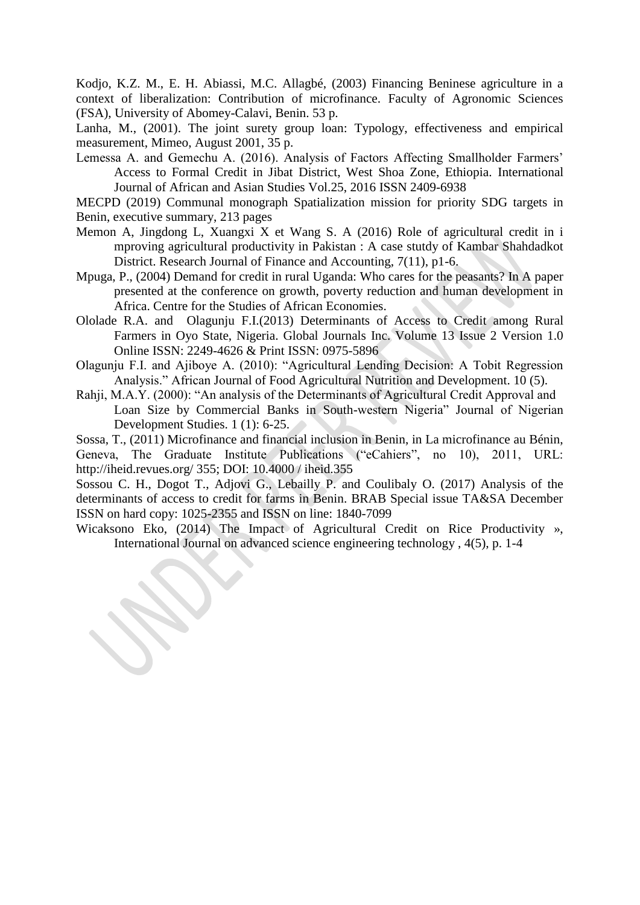Kodjo, K.Z. M., E. H. Abiassi, M.C. Allagbé, (2003) Financing Beninese agriculture in a context of liberalization: Contribution of microfinance. Faculty of Agronomic Sciences (FSA), University of Abomey-Calavi, Benin. 53 p.

Lanha, M., (2001). The joint surety group loan: Typology, effectiveness and empirical measurement, Mimeo, August 2001, 35 p.

Lemessa A. and Gemechu A. (2016). Analysis of Factors Affecting Smallholder Farmers' Access to Formal Credit in Jibat District, West Shoa Zone, Ethiopia. International Journal of African and Asian Studies Vol.25, 2016 ISSN 2409-6938

MECPD (2019) Communal monograph Spatialization mission for priority SDG targets in Benin, executive summary, 213 pages

Memon A, Jingdong L, Xuangxi X et Wang S. A (2016) Role of agricultural credit in i mproving agricultural productivity in Pakistan : A case stutdy of Kambar Shahdadkot District. Research Journal of Finance and Accounting, 7(11), p1-6.

Mpuga, P., (2004) Demand for credit in rural Uganda: Who cares for the peasants? In A paper presented at the conference on growth, poverty reduction and human development in Africa. Centre for the Studies of African Economies.

Ololade R.A. and Olagunju F.I.(2013) Determinants of Access to Credit among Rural Farmers in Oyo State, Nigeria. Global Journals Inc. Volume 13 Issue 2 Version 1.0 Online ISSN: 2249-4626 & Print ISSN: 0975-5896

Olagunju F.I. and Ajiboye A. (2010): "Agricultural Lending Decision: A Tobit Regression Analysis." African Journal of Food Agricultural Nutrition and Development. 10 (5).

Rahji, M.A.Y. (2000): "An analysis of the Determinants of Agricultural Credit Approval and Loan Size by Commercial Banks in South-western Nigeria" Journal of Nigerian Development Studies. 1 (1): 6-25.

Sossa, T., (2011) Microfinance and financial inclusion in Benin, in La microfinance au Bénin, Geneva, The Graduate Institute Publications ("eCahiers", no 10), 2011, URL: http://iheid.revues.org/ 355; DOI: 10.4000 / iheid.355

Sossou C. H., Dogot T., Adjovi G., Lebailly P. and Coulibaly O. (2017) Analysis of the determinants of access to credit for farms in Benin. BRAB Special issue TA&SA December ISSN on hard copy: 1025-2355 and ISSN on line: 1840-7099

Wicaksono Eko, (2014) The Impact of Agricultural Credit on Rice Productivity », International Journal on advanced science engineering technology , 4(5), p. 1-4